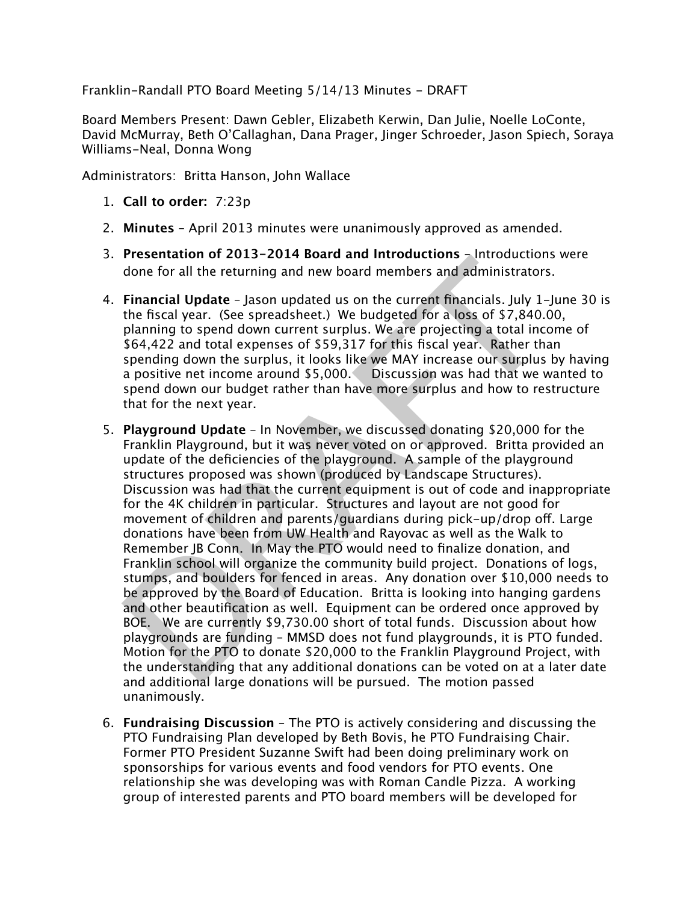Franklin-Randall PTO Board Meeting 5/14/13 Minutes - DRAFT

Board Members Present: Dawn Gebler, Elizabeth Kerwin, Dan Julie, Noelle LoConte, David McMurray, Beth O'Callaghan, Dana Prager, Jinger Schroeder, Jason Spiech, Soraya Williams-Neal, Donna Wong

Administrators: Britta Hanson, John Wallace

1. **Call to order:** 7:23p

2. **Minutes** – April 2013 minutes were unanimously approved as amended.

3. **Presentation of 2013-2014 Board and Introductions** – Introductions were done for all the returning and new board members and administrators.

4. **Financial Update** – Jason updated us on the current financials. July 1–June 30 is the fiscal year. (See spreadsheet.) We budgeted for a loss of $7,840.00, planning to spend down current surplus. We are projecting a total income of $64,422 and total expenses of $59,317 for this fiscal year. Rather than spending down the surplus, it looks like we MAY increase our surplus by having a positive net income around $5,000. Discussion was had that we wanted to spend down our budget rather than have more surplus and how to restructure that for the next year.

5. **Playground Update** – In November, we discussed donating $20,000 for the Franklin Playground, but it was never voted on or approved. Britta provided an update of the deficiencies of the playground. A sample of the playground structures proposed was shown (produced by Landscape Structures). Discussion was had that the current equipment is out of code and inappropriate for the 4K children in particular. Structures and layout are not good for movement of children and parents/guardians during pick-up/drop off. Large donations have been from UW Health and Rayovac as well as the Walk to Remember JB Conn. In May the PTO would need to finalize donation, and Franklin school will organize the community build project. Donations of logs, stumps, and boulders for fenced in areas. Any donation over $10,000 needs to be approved by the Board of Education. Britta is looking into hanging gardens and other beautification as well. Equipment can be ordered once approved by BOE. We are currently $9,730.00 short of total funds. Discussion about how playgrounds are funding – MMSD does not fund playgrounds, it is PTO funded. Motion for the PTO to donate $20,000 to the Franklin Playground Project, with the understanding that any additional donations can be voted on at a later date and additional large donations will be pursued. The motion passed unanimously.

6. **Fundraising Discussion** – The PTO is actively considering and discussing the PTO Fundraising Plan developed by Beth Bovis, he PTO Fundraising Chair. Former PTO President Suzanne Swift had been doing preliminary work on sponsorships for various events and food vendors for PTO events. One relationship she was developing was with Roman Candle Pizza. A working group of interested parents and PTO board members will be developed for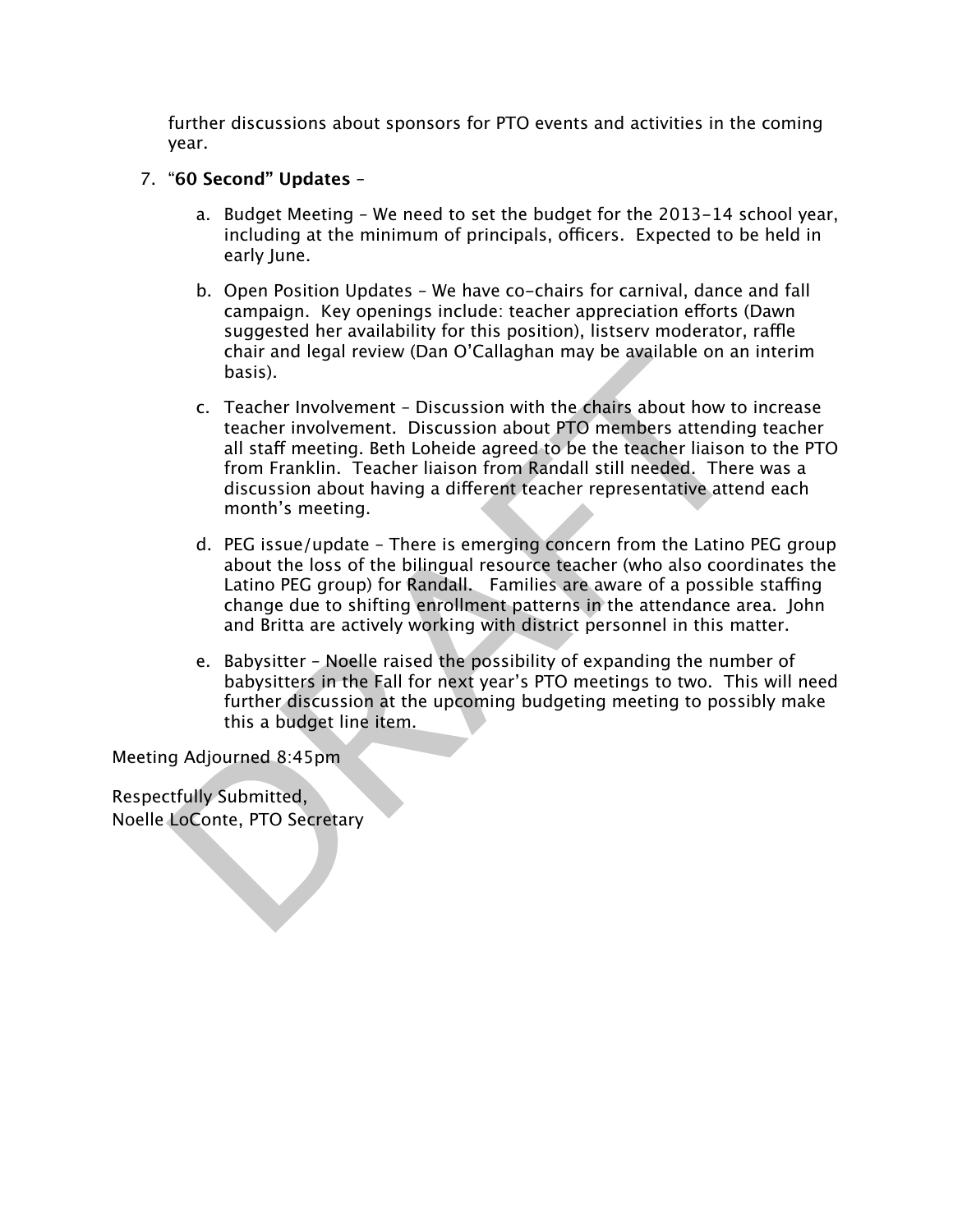further discussions about sponsors for PTO events and activities in the coming year.

7. "**60 Second" Updates** –

    a. Budget Meeting – We need to set the budget for the 2013-14 school year, including at the minimum of principals, officers. Expected to be held in early June.

    b. Open Position Updates – We have co-chairs for carnival, dance and fall campaign. Key openings include: teacher appreciation efforts (Dawn suggested her availability for this position), listserv moderator, raffle chair and legal review (Dan O'Callaghan may be available on an interim basis).

    c. Teacher Involvement – Discussion with the chairs about how to increase teacher involvement. Discussion about PTO members attending teacher all staff meeting. Beth Loheide agreed to be the teacher liaison to the PTO from Franklin. Teacher liaison from Randall still needed. There was a discussion about having a different teacher representative attend each month's meeting.

    d. PEG issue/update – There is emerging concern from the Latino PEG group about the loss of the bilingual resource teacher (who also coordinates the Latino PEG group) for Randall. Families are aware of a possible staffing change due to shifting enrollment patterns in the attendance area. John and Britta are actively working with district personnel in this matter.

    e. Babysitter – Noelle raised the possibility of expanding the number of babysitters in the Fall for next year's PTO meetings to two. This will need further discussion at the upcoming budgeting meeting to possibly make this a budget line item.

Meeting Adjourned 8:45pm

Respectfully Submitted,
Noelle LoConte, PTO Secretary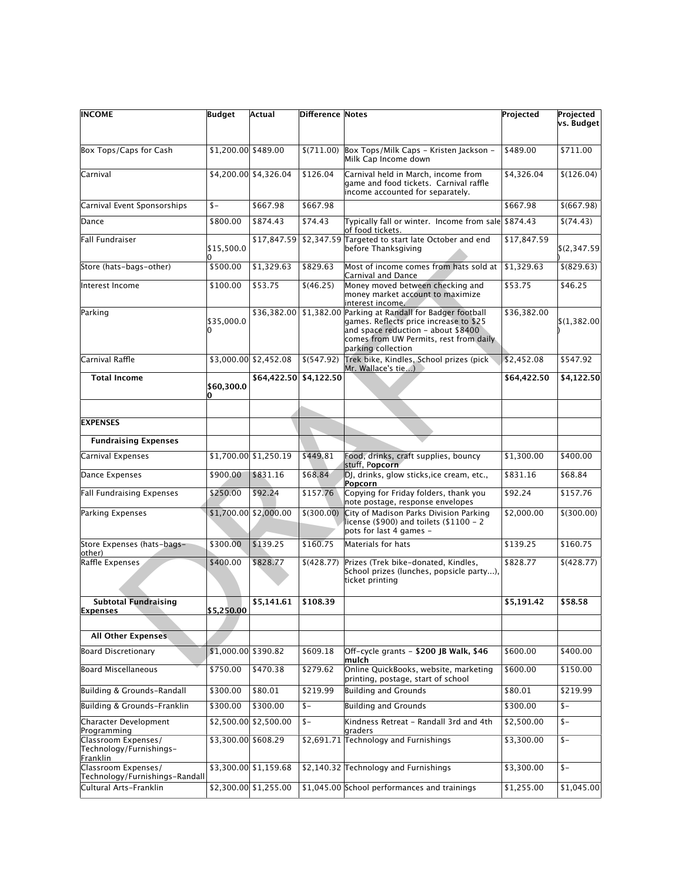| INCOME | Budget | Actual | Difference | Notes | Projected | Projected vs. Budget |
|---|---|---|---|---|---|---|
| Box Tops/Caps for Cash | $1,200.00 | $489.00 | $(711.00) | Box Tops/Milk Caps - Kristen Jackson - Milk Cap Income down | $489.00 | $711.00 |
| Carnival | $4,200.00 | $4,326.04 | $126.04 | Carnival held in March, income from game and food tickets. Carnival raffle income accounted for separately. | $4,326.04 | $(126.04) |
| Carnival Event Sponsorships | $- | $667.98 | $667.98 | | $667.98 | $(667.98) |
| Dance | $800.00 | $874.43 | $74.43 | Typically fall or winter. Income from sale of food tickets. | $874.43 | $(74.43) |
| Fall Fundraiser | $15,500.00 | $17,847.59 | $2,347.59 | Targeted to start late October and end before Thanksgiving | $17,847.59 | $(2,347.59) |
| Store (hats-bags-other) | $500.00 | $1,329.63 | $829.63 | Most of income comes from hats sold at Carnival and Dance | $1,329.63 | $(829.63) |
| Interest Income | $100.00 | $53.75 | $(46.25) | Money moved between checking and money market account to maximize interest income. | $53.75 | $46.25 |
| Parking | $35,000.00 | $36,382.00 | $1,382.00 | Parking at Randall for Badger football games. Reflects price increase to $25 and space reduction - about $8400 comes from UW Permits, rest from daily parking collection | $36,382.00 | $(1,382.00) |
| Carnival Raffle | $3,000.00 | $2,452.08 | $(547.92) | Trek bike, Kindles, School prizes (pick Mr. Wallace's tie...) | $2,452.08 | $547.92 |
| **Total Income** | **$60,300.00** | **$64,422.50** | **$4,122.50** | | **$64,422.50** | **$4,122.50** |
| | | | | | | |
| **EXPENSES** | | | | | | |
| **Fundraising Expenses** | | | | | | |
| Carnival Expenses | $1,700.00 | $1,250.19 | $449.81 | Food, drinks, craft supplies, bouncy stuff, **Popcorn** | $1,300.00 | $400.00 |
| Dance Expenses | $900.00 | $831.16 | $68.84 | DJ, drinks, glow sticks,ice cream, etc., **Popcorn** | $831.16 | $68.84 |
| Fall Fundraising Expenses | $250.00 | $92.24 | $157.76 | Copying for Friday folders, thank you note postage, response envelopes | $92.24 | $157.76 |
| Parking Expenses | $1,700.00 | $2,000.00 | $(300.00) | City of Madison Parks Division Parking license ($900) and toilets ($1100 - 2 pots for last 4 games - | $2,000.00 | $(300.00) |
| Store Expenses (hats-bags-other) | $300.00 | $139.25 | $160.75 | Materials for hats | $139.25 | $160.75 |
| Raffle Expenses | $400.00 | $828.77 | $(428.77) | Prizes (Trek bike-donated, Kindles, School prizes (lunches, popsicle party...), ticket printing | $828.77 | $(428.77) |
| **Subtotal Fundraising Expenses** | **$5,250.00** | **$5,141.61** | **$108.39** | | **$5,191.42** | **$58.58** |
| | | | | | | |
| **All Other Expenses** | | | | | | |
| Board Discretionary | $1,000.00 | $390.82 | $609.18 | Off-cycle grants - **$200 JB Walk, $46 mulch** | $600.00 | $400.00 |
| Board Miscellaneous | $750.00 | $470.38 | $279.62 | Online QuickBooks, website, marketing printing, postage, start of school | $600.00 | $150.00 |
| Building & Grounds-Randall | $300.00 | $80.01 | $219.99 | Building and Grounds | $80.01 | $219.99 |
| Building & Grounds-Franklin | $300.00 | $300.00 | $- | Building and Grounds | $300.00 | $- |
| Character Development Programming | $2,500.00 | $2,500.00 | $- | Kindness Retreat - Randall 3rd and 4th graders | $2,500.00 | $- |
| Classroom Expenses/ Technology/Furnishings-Franklin | $3,300.00 | $608.29 | $2,691.71 | Technology and Furnishings | $3,300.00 | $- |
| Classroom Expenses/ Technology/Furnishings-Randall | $3,300.00 | $1,159.68 | $2,140.32 | Technology and Furnishings | $3,300.00 | $- |
| Cultural Arts-Franklin | $2,300.00 | $1,255.00 | $1,045.00 | School performances and trainings | $1,255.00 | $1,045.00 |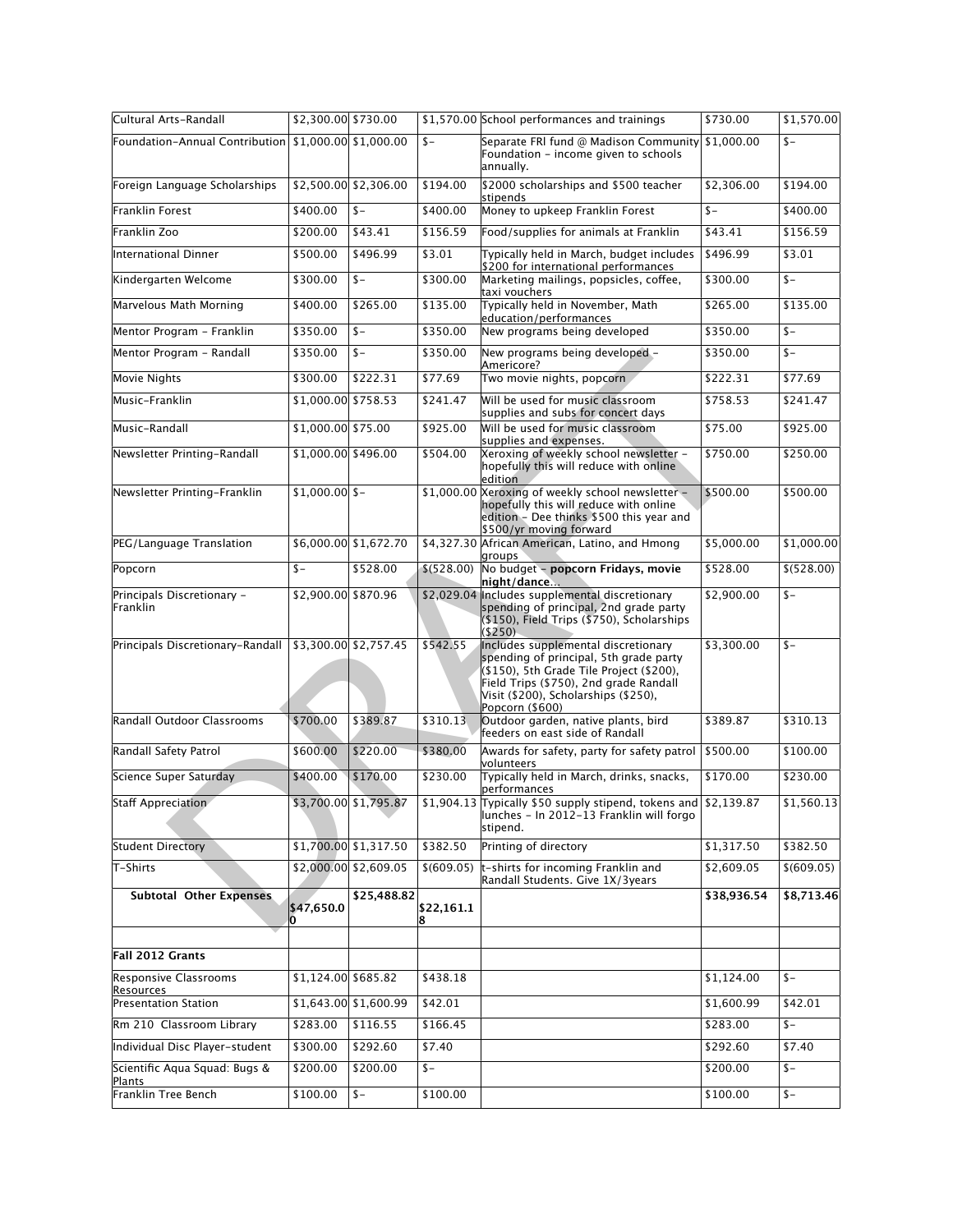| | | | | | | |
|---|---|---|---|---|---|---|
| Cultural Arts-Randall | $2,300.00 | $730.00 | $1,570.00 | School performances and trainings | $730.00 | $1,570.00 |
| Foundation-Annual Contribution | $1,000.00 | $1,000.00 | $- | Separate FRI fund @ Madison Community Foundation - income given to schools annually. | $1,000.00 | $- |
| Foreign Language Scholarships | $2,500.00 | $2,306.00 | $194.00 | $2000 scholarships and $500 teacher stipends | $2,306.00 | $194.00 |
| Franklin Forest | $400.00 | $- | $400.00 | Money to upkeep Franklin Forest | $- | $400.00 |
| Franklin Zoo | $200.00 | $43.41 | $156.59 | Food/supplies for animals at Franklin | $43.41 | $156.59 |
| International Dinner | $500.00 | $496.99 | $3.01 | Typically held in March, budget includes $200 for international performances | $496.99 | $3.01 |
| Kindergarten Welcome | $300.00 | $- | $300.00 | Marketing mailings, popsicles, coffee, taxi vouchers | $300.00 | $- |
| Marvelous Math Morning | $400.00 | $265.00 | $135.00 | Typically held in November, Math education/performances | $265.00 | $135.00 |
| Mentor Program - Franklin | $350.00 | $- | $350.00 | New programs being developed | $350.00 | $- |
| Mentor Program - Randall | $350.00 | $- | $350.00 | New programs being developed - Americore? | $350.00 | $- |
| Movie Nights | $300.00 | $222.31 | $77.69 | Two movie nights, popcorn | $222.31 | $77.69 |
| Music-Franklin | $1,000.00 | $758.53 | $241.47 | Will be used for music classroom supplies and subs for concert days | $758.53 | $241.47 |
| Music-Randall | $1,000.00 | $75.00 | $925.00 | Will be used for music classroom supplies and expenses. | $75.00 | $925.00 |
| Newsletter Printing-Randall | $1,000.00 | $496.00 | $504.00 | Xeroxing of weekly school newsletter - hopefully this will reduce with online edition | $750.00 | $250.00 |
| Newsletter Printing-Franklin | $1,000.00 | $- | $1,000.00 | Xeroxing of weekly school newsletter - hopefully this will reduce with online edition - Dee thinks $500 this year and $500/yr moving forward | $500.00 | $500.00 |
| PEG/Language Translation | $6,000.00 | $1,672.70 | $4,327.30 | African American, Latino, and Hmong groups | $5,000.00 | $1,000.00 |
| Popcorn | $- | $528.00 | $(528.00) | No budget - **popcorn Fridays, movie night/dance...** | $528.00 | $(528.00) |
| Principals Discretionary - Franklin | $2,900.00 | $870.96 | $2,029.04 | Includes supplemental discretionary spending of principal, 2nd grade party ($150), Field Trips ($750), Scholarships ($250) | $2,900.00 | $- |
| Principals Discretionary-Randall | $3,300.00 | $2,757.45 | $542.55 | Includes supplemental discretionary spending of principal, 5th grade party ($150), 5th Grade Tile Project ($200), Field Trips ($750), 2nd grade Randall Visit ($200), Scholarships ($250), Popcorn ($600) | $3,300.00 | $- |
| Randall Outdoor Classrooms | $700.00 | $389.87 | $310.13 | Outdoor garden, native plants, bird feeders on east side of Randall | $389.87 | $310.13 |
| Randall Safety Patrol | $600.00 | $220.00 | $380.00 | Awards for safety, party for safety patrol volunteers | $500.00 | $100.00 |
| Science Super Saturday | $400.00 | $170.00 | $230.00 | Typically held in March, drinks, snacks, performances | $170.00 | $230.00 |
| Staff Appreciation | $3,700.00 | $1,795.87 | $1,904.13 | Typically $50 supply stipend, tokens and lunches - In 2012-13 Franklin will forgo stipend. | $2,139.87 | $1,560.13 |
| Student Directory | $1,700.00 | $1,317.50 | $382.50 | Printing of directory | $1,317.50 | $382.50 |
| T-Shirts | $2,000.00 | $2,609.05 | $(609.05) | t-shirts for incoming Franklin and Randall Students. Give 1X/3years | $2,609.05 | $(609.05) |
| **Subtotal Other Expenses** | **$47,650.00** | **$25,488.82** | **$22,161.18** | | **$38,936.54** | **$8,713.46** |
| | | | | | | |
| **Fall 2012 Grants** | | | | | | |
| Responsive Classrooms Resources | $1,124.00 | $685.82 | $438.18 | | $1,124.00 | $- |
| Presentation Station | $1,643.00 | $1,600.99 | $42.01 | | $1,600.99 | $42.01 |
| Rm 210 Classroom Library | $283.00 | $116.55 | $166.45 | | $283.00 | $- |
| Individual Disc Player-student | $300.00 | $292.60 | $7.40 | | $292.60 | $7.40 |
| Scientific Aqua Squad: Bugs & Plants | $200.00 | $200.00 | $- | | $200.00 | $- |
| Franklin Tree Bench | $100.00 | $- | $100.00 | | $100.00 | $- |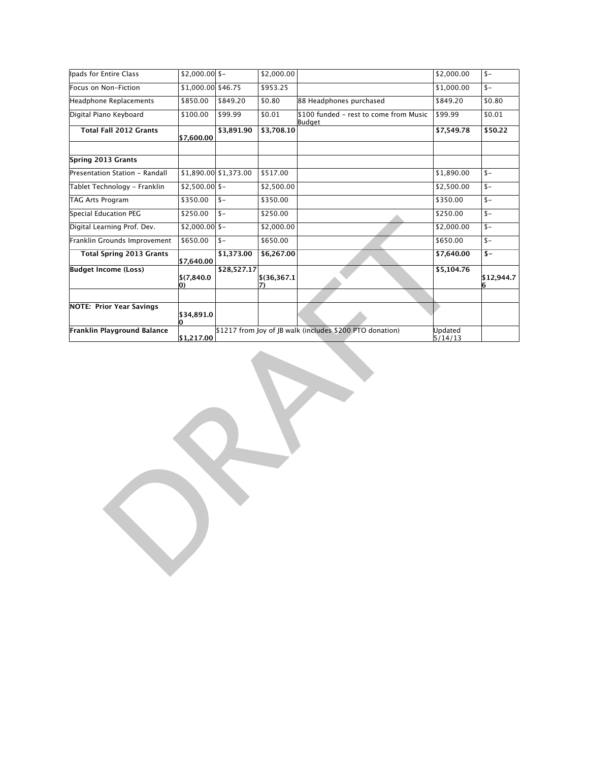| | | | | | | |
|---|---|---|---|---|---|---|
| Ipads for Entire Class | $2,000.00 | $- | $2,000.00 | | $2,000.00 | $- |
| Focus on Non-Fiction | $1,000.00 | $46.75 | $953.25 | | $1,000.00 | $- |
| Headphone Replacements | $850.00 | $849.20 | $0.80 | 88 Headphones purchased | $849.20 | $0.80 |
| Digital Piano Keyboard | $100.00 | $99.99 | $0.01 | $100 funded - rest to come from Music Budget | $99.99 | $0.01 |
| **Total Fall 2012 Grants** | **$7,600.00** | **$3,891.90** | **$3,708.10** | | **$7,549.78** | **$50.22** |
| | | | | | | |
| **Spring 2013 Grants** | | | | | | |
| Presentation Station - Randall | $1,890.00 | $1,373.00 | $517.00 | | $1,890.00 | $- |
| Tablet Technology - Franklin | $2,500.00 | $- | $2,500.00 | | $2,500.00 | $- |
| TAG Arts Program | $350.00 | $- | $350.00 | | $350.00 | $- |
| Special Education PEG | $250.00 | $- | $250.00 | | $250.00 | $- |
| Digital Learning Prof. Dev. | $2,000.00 | $- | $2,000.00 | | $2,000.00 | $- |
| Franklin Grounds Improvement | $650.00 | $- | $650.00 | | $650.00 | $- |
| **Total Spring 2013 Grants** | **$7,640.00** | **$1,373.00** | **$6,267.00** | | **$7,640.00** | **$-** |
| **Budget Income (Loss)** | **$(7,840.00)** | **$28,527.17** | **$(36,367.17)** | | **$5,104.76** | **$12,944.76** |
| | | | | | | |
| **NOTE: Prior Year Savings** | **$34,891.00** | | | | | |
| **Franklin Playground Balance** | **$1,217.00** | $1217 from Joy of JB walk (includes $200 PTO donation) | | | Updated 5/14/13 | |